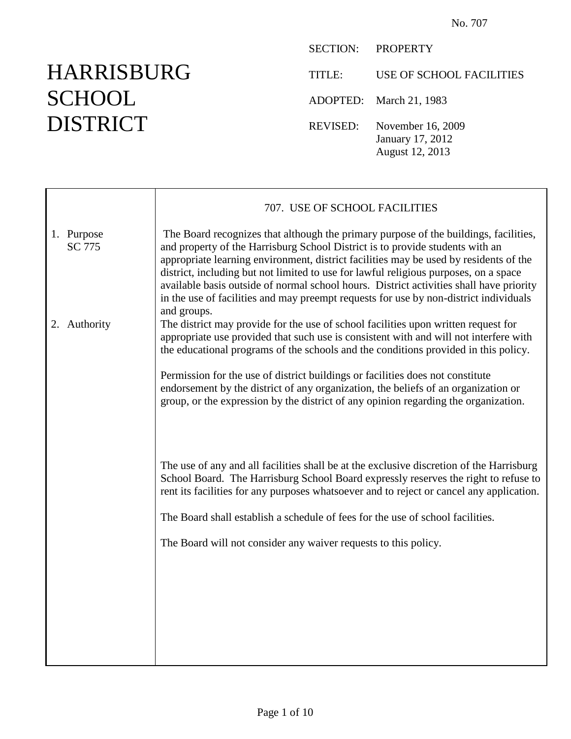No. 707

# HARRISBURG SCHOOL DISTRICT

SECTION: PROPERTY

TITLE: USE OF SCHOOL FACILITIES

ADOPTED: March 21, 1983

REVISED: November 16, 2009
January 17, 2012
August 12, 2013

## 707. USE OF SCHOOL FACILITIES

**1. Purpose**
SC 775

The Board recognizes that although the primary purpose of the buildings, facilities, and property of the Harrisburg School District is to provide students with an appropriate learning environment, district facilities may be used by residents of the district, including but not limited to use for lawful religious purposes, on a space available basis outside of normal school hours. District activities shall have priority in the use of facilities and may preempt requests for use by non-district individuals and groups.

**2. Authority**

The district may provide for the use of school facilities upon written request for appropriate use provided that such use is consistent with and will not interfere with the educational programs of the schools and the conditions provided in this policy.

Permission for the use of district buildings or facilities does not constitute endorsement by the district of any organization, the beliefs of an organization or group, or the expression by the district of any opinion regarding the organization.

The use of any and all facilities shall be at the exclusive discretion of the Harrisburg School Board. The Harrisburg School Board expressly reserves the right to refuse to rent its facilities for any purposes whatsoever and to reject or cancel any application.

The Board shall establish a schedule of fees for the use of school facilities.

The Board will not consider any waiver requests to this policy.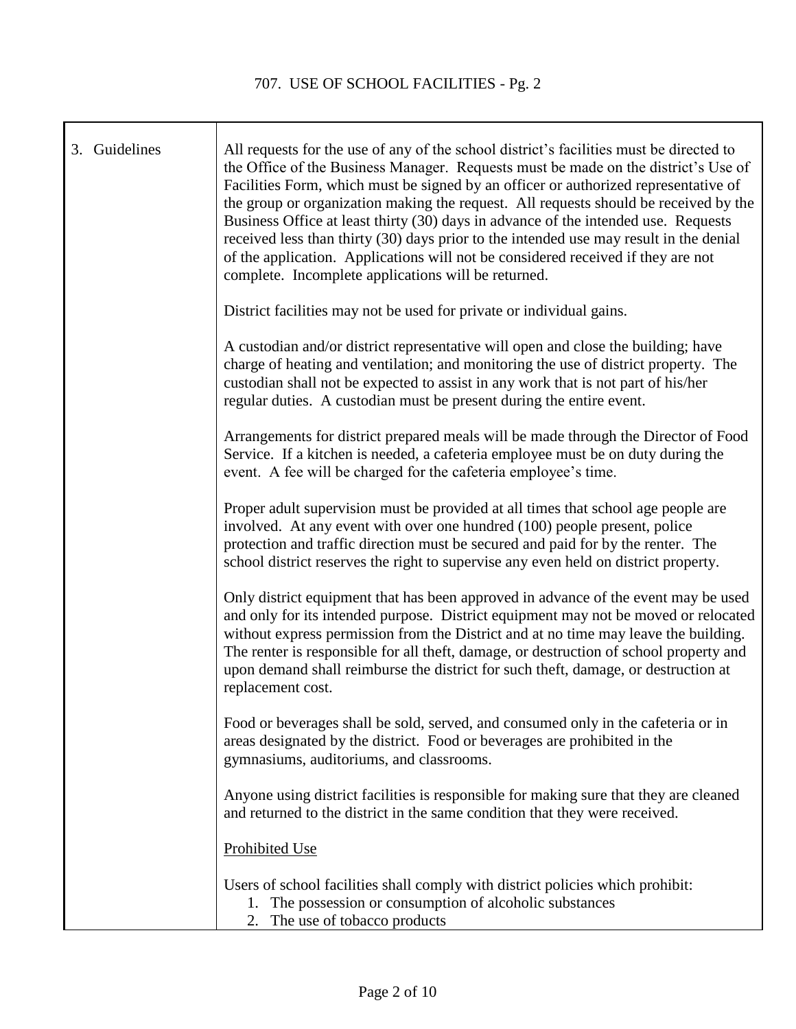| 3. Guidelines | All requests for the use of any of the school district's facilities must be directed to the Office of the Business Manager. Requests must be made on the district's Use of Facilities Form, which must be signed by an officer or authorized representative of the group or organization making the request. All requests should be received by the Business Office at least thirty (30) days in advance of the intended use. Requests received less than thirty (30) days prior to the intended use may result in the denial of the application. Applications will not be considered received if they are not complete. Incomplete applications will be returned.<br><br>District facilities may not be used for private or individual gains.<br><br>A custodian and/or district representative will open and close the building; have charge of heating and ventilation; and monitoring the use of district property. The custodian shall not be expected to assist in any work that is not part of his/her regular duties. A custodian must be present during the entire event.<br><br>Arrangements for district prepared meals will be made through the Director of Food Service. If a kitchen is needed, a cafeteria employee must be on duty during the event. A fee will be charged for the cafeteria employee's time.<br><br>Proper adult supervision must be provided at all times that school age people are involved. At any event with over one hundred (100) people present, police protection and traffic direction must be secured and paid for by the renter. The school district reserves the right to supervise any even held on district property.<br><br>Only district equipment that has been approved in advance of the event may be used and only for its intended purpose. District equipment may not be moved or relocated without express permission from the District and at no time may leave the building. The renter is responsible for all theft, damage, or destruction of school property and upon demand shall reimburse the district for such theft, damage, or destruction at replacement cost.<br><br>Food or beverages shall be sold, served, and consumed only in the cafeteria or in areas designated by the district. Food or beverages are prohibited in the gymnasiums, auditoriums, and classrooms.<br><br>Anyone using district facilities is responsible for making sure that they are cleaned and returned to the district in the same condition that they were received.<br><br><u>Prohibited Use</u><br><br>Users of school facilities shall comply with district policies which prohibit:<br>1. The possession or consumption of alcoholic substances<br>2. The use of tobacco products |
|---|---|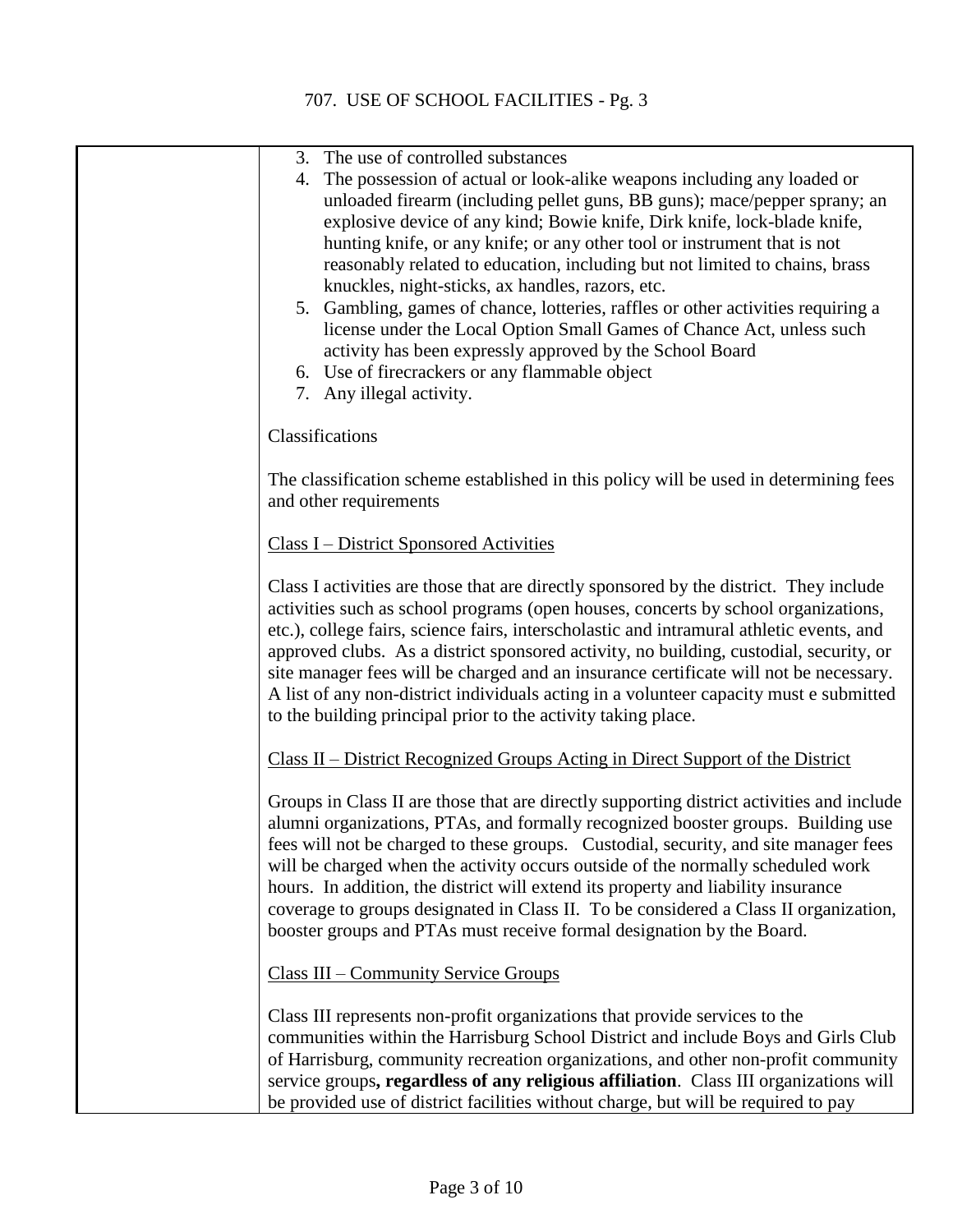3. The use of controlled substances
4. The possession of actual or look-alike weapons including any loaded or unloaded firearm (including pellet guns, BB guns); mace/pepper sprany; an explosive device of any kind; Bowie knife, Dirk knife, lock-blade knife, hunting knife, or any knife; or any other tool or instrument that is not reasonably related to education, including but not limited to chains, brass knuckles, night-sticks, ax handles, razors, etc.
5. Gambling, games of chance, lotteries, raffles or other activities requiring a license under the Local Option Small Games of Chance Act, unless such activity has been expressly approved by the School Board
6. Use of firecrackers or any flammable object
7. Any illegal activity.

Classifications

The classification scheme established in this policy will be used in determining fees and other requirements

<u>Class I – District Sponsored Activities</u>

Class I activities are those that are directly sponsored by the district. They include activities such as school programs (open houses, concerts by school organizations, etc.), college fairs, science fairs, interscholastic and intramural athletic events, and approved clubs. As a district sponsored activity, no building, custodial, security, or site manager fees will be charged and an insurance certificate will not be necessary. A list of any non-district individuals acting in a volunteer capacity must e submitted to the building principal prior to the activity taking place.

<u>Class II – District Recognized Groups Acting in Direct Support of the District</u>

Groups in Class II are those that are directly supporting district activities and include alumni organizations, PTAs, and formally recognized booster groups. Building use fees will not be charged to these groups. Custodial, security, and site manager fees will be charged when the activity occurs outside of the normally scheduled work hours. In addition, the district will extend its property and liability insurance coverage to groups designated in Class II. To be considered a Class II organization, booster groups and PTAs must receive formal designation by the Board.

<u>Class III – Community Service Groups</u>

Class III represents non-profit organizations that provide services to the communities within the Harrisburg School District and include Boys and Girls Club of Harrisburg, community recreation organizations, and other non-profit community service groups**, regardless of any religious affiliation**. Class III organizations will be provided use of district facilities without charge, but will be required to pay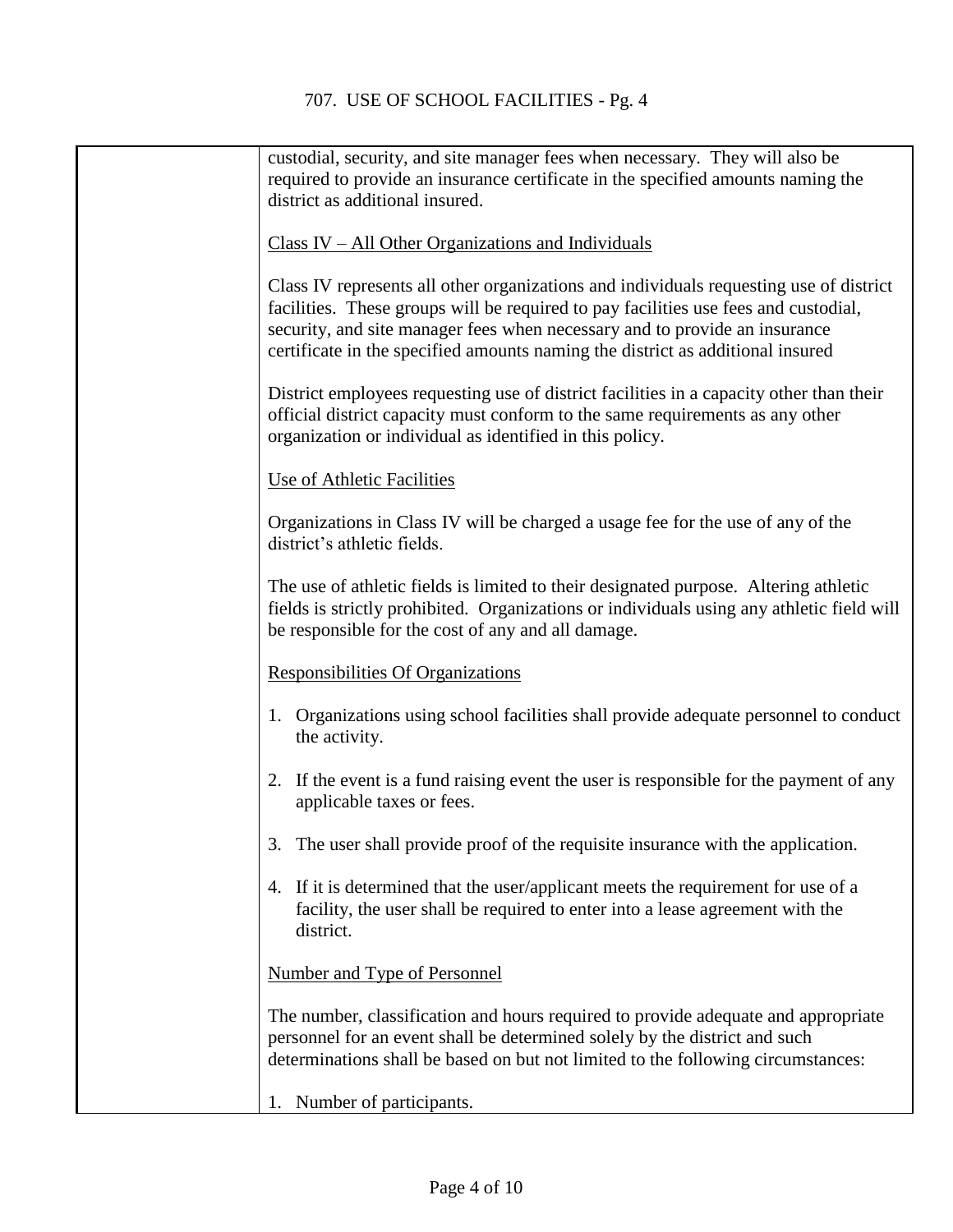custodial, security, and site manager fees when necessary. They will also be required to provide an insurance certificate in the specified amounts naming the district as additional insured.

Class IV – All Other Organizations and Individuals

Class IV represents all other organizations and individuals requesting use of district facilities. These groups will be required to pay facilities use fees and custodial, security, and site manager fees when necessary and to provide an insurance certificate in the specified amounts naming the district as additional insured

District employees requesting use of district facilities in a capacity other than their official district capacity must conform to the same requirements as any other organization or individual as identified in this policy.

Use of Athletic Facilities

Organizations in Class IV will be charged a usage fee for the use of any of the district's athletic fields.

The use of athletic fields is limited to their designated purpose. Altering athletic fields is strictly prohibited. Organizations or individuals using any athletic field will be responsible for the cost of any and all damage.

Responsibilities Of Organizations

1. Organizations using school facilities shall provide adequate personnel to conduct the activity.

2. If the event is a fund raising event the user is responsible for the payment of any applicable taxes or fees.

3. The user shall provide proof of the requisite insurance with the application.

4. If it is determined that the user/applicant meets the requirement for use of a facility, the user shall be required to enter into a lease agreement with the district.

Number and Type of Personnel

The number, classification and hours required to provide adequate and appropriate personnel for an event shall be determined solely by the district and such determinations shall be based on but not limited to the following circumstances:

1. Number of participants.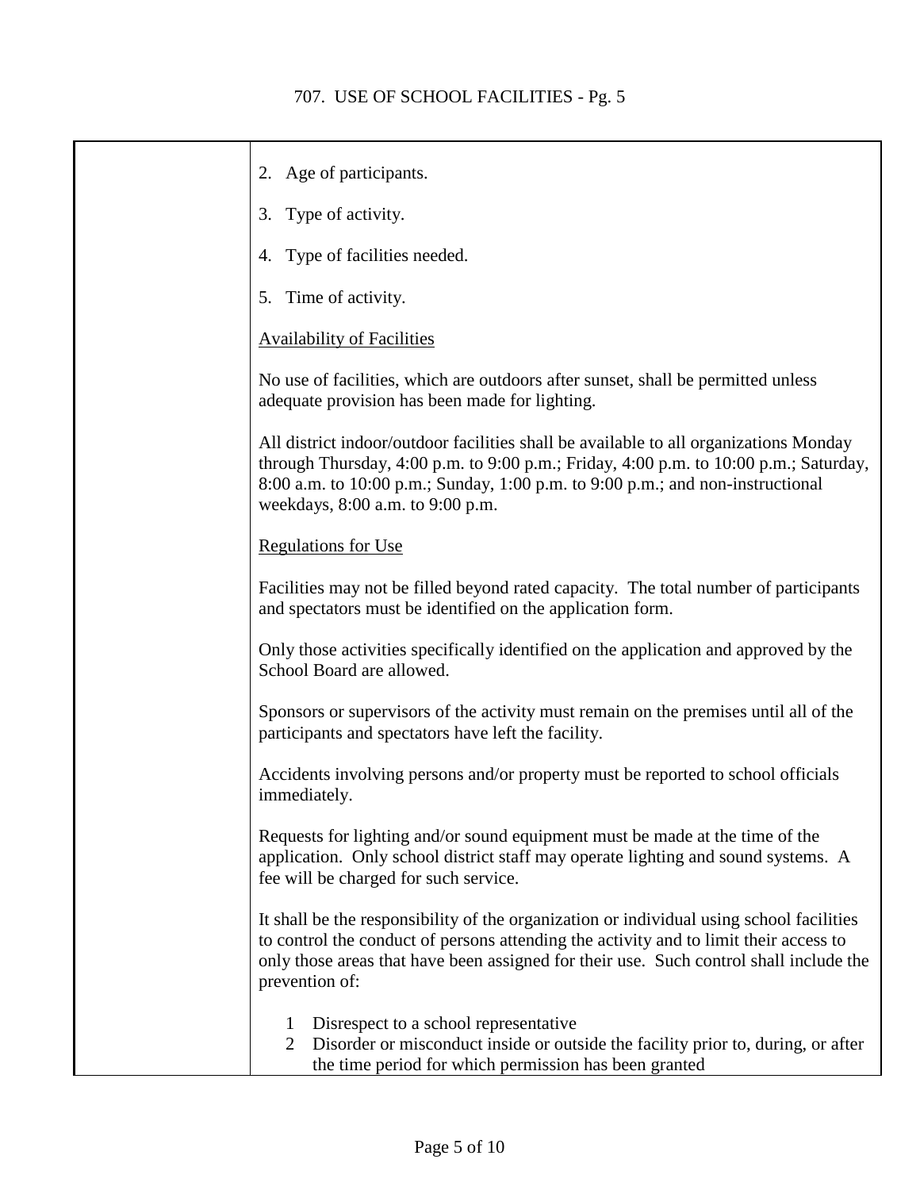2. Age of participants.

3. Type of activity.

4. Type of facilities needed.

5. Time of activity.

<u>Availability of Facilities</u>

No use of facilities, which are outdoors after sunset, shall be permitted unless adequate provision has been made for lighting.

All district indoor/outdoor facilities shall be available to all organizations Monday through Thursday, 4:00 p.m. to 9:00 p.m.; Friday, 4:00 p.m. to 10:00 p.m.; Saturday, 8:00 a.m. to 10:00 p.m.; Sunday, 1:00 p.m. to 9:00 p.m.; and non-instructional weekdays, 8:00 a.m. to 9:00 p.m.

<u>Regulations for Use</u>

Facilities may not be filled beyond rated capacity. The total number of participants and spectators must be identified on the application form.

Only those activities specifically identified on the application and approved by the School Board are allowed.

Sponsors or supervisors of the activity must remain on the premises until all of the participants and spectators have left the facility.

Accidents involving persons and/or property must be reported to school officials immediately.

Requests for lighting and/or sound equipment must be made at the time of the application. Only school district staff may operate lighting and sound systems. A fee will be charged for such service.

It shall be the responsibility of the organization or individual using school facilities to control the conduct of persons attending the activity and to limit their access to only those areas that have been assigned for their use. Such control shall include the prevention of:

1 Disrespect to a school representative
2 Disorder or misconduct inside or outside the facility prior to, during, or after the time period for which permission has been granted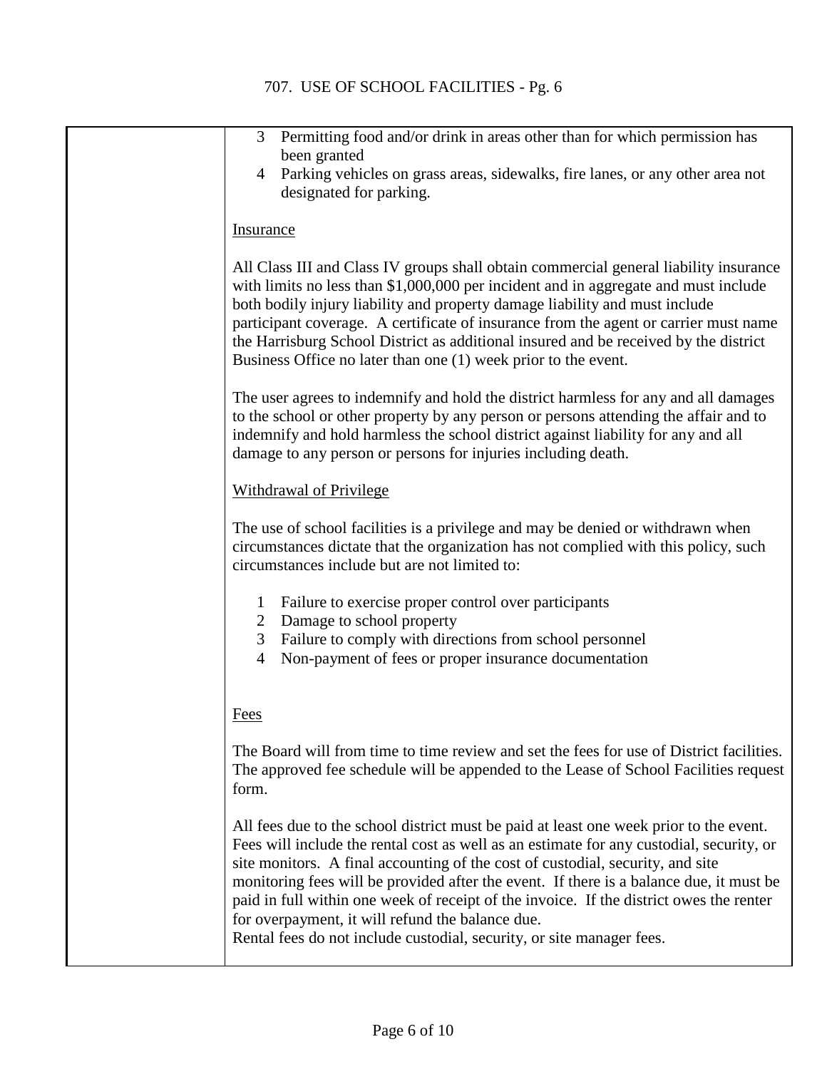3. Permitting food and/or drink in areas other than for which permission has been granted
4. Parking vehicles on grass areas, sidewalks, fire lanes, or any other area not designated for parking.

Insurance

All Class III and Class IV groups shall obtain commercial general liability insurance with limits no less than $1,000,000 per incident and in aggregate and must include both bodily injury liability and property damage liability and must include participant coverage. A certificate of insurance from the agent or carrier must name the Harrisburg School District as additional insured and be received by the district Business Office no later than one (1) week prior to the event.

The user agrees to indemnify and hold the district harmless for any and all damages to the school or other property by any person or persons attending the affair and to indemnify and hold harmless the school district against liability for any and all damage to any person or persons for injuries including death.

Withdrawal of Privilege

The use of school facilities is a privilege and may be denied or withdrawn when circumstances dictate that the organization has not complied with this policy, such circumstances include but are not limited to:

1. Failure to exercise proper control over participants
2. Damage to school property
3. Failure to comply with directions from school personnel
4. Non-payment of fees or proper insurance documentation

Fees

The Board will from time to time review and set the fees for use of District facilities. The approved fee schedule will be appended to the Lease of School Facilities request form.

All fees due to the school district must be paid at least one week prior to the event. Fees will include the rental cost as well as an estimate for any custodial, security, or site monitors. A final accounting of the cost of custodial, security, and site monitoring fees will be provided after the event. If there is a balance due, it must be paid in full within one week of receipt of the invoice. If the district owes the renter for overpayment, it will refund the balance due.
Rental fees do not include custodial, security, or site manager fees.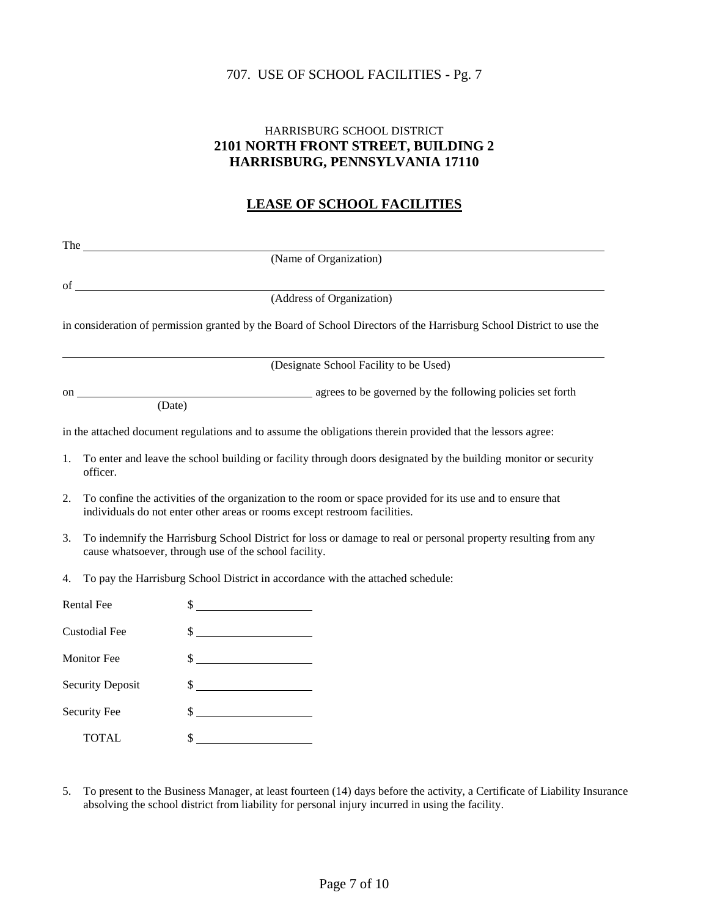HARRISBURG SCHOOL DISTRICT

**2101 NORTH FRONT STREET, BUILDING 2**

**HARRISBURG, PENNSYLVANIA 17110**

## LEASE OF SCHOOL FACILITIES

The ______________________________________________________________

(Name of Organization)

of ______________________________________________________________

(Address of Organization)

in consideration of permission granted by the Board of School Directors of the Harrisburg School District to use the

______________________________________________________________

(Designate School Facility to be Used)

on ________________________ agrees to be governed by the following policies set forth

(Date)

in the attached document regulations and to assume the obligations therein provided that the lessors agree:

1. To enter and leave the school building or facility through doors designated by the building monitor or security officer.
2. To confine the activities of the organization to the room or space provided for its use and to ensure that individuals do not enter other areas or rooms except restroom facilities.
3. To indemnify the Harrisburg School District for loss or damage to real or personal property resulting from any cause whatsoever, through use of the school facility.
4. To pay the Harrisburg School District in accordance with the attached schedule:

| | |
|---|---|
| Rental Fee | $ __________ |
| Custodial Fee | $ __________ |
| Monitor Fee | $ __________ |
| Security Deposit | $ __________ |
| Security Fee | $ __________ |
| TOTAL | $ __________ |

5. To present to the Business Manager, at least fourteen (14) days before the activity, a Certificate of Liability Insurance absolving the school district from liability for personal injury incurred in using the facility.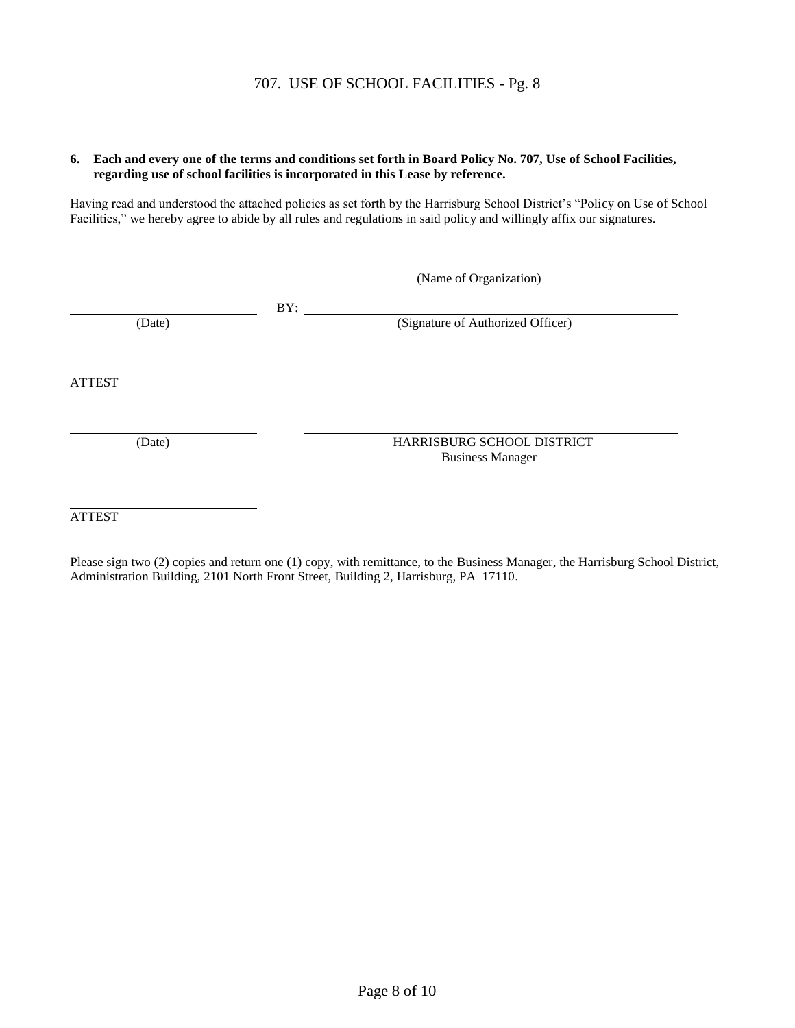**6. Each and every one of the terms and conditions set forth in Board Policy No. 707, Use of School Facilities, regarding use of school facilities is incorporated in this Lease by reference.**

Having read and understood the attached policies as set forth by the Harrisburg School District's "Policy on Use of School Facilities," we hereby agree to abide by all rules and regulations in said policy and willingly affix our signatures.

| | | |
|---|---|---|
| | | \_\_\_\_\_\_\_\_\_\_\_\_\_\_\_\_\_\_\_\_\_\_\_\_\_\_\_\_\_\_ (Name of Organization) |
| \_\_\_\_\_\_\_\_\_\_\_\_\_\_\_\_\_\_\_\_ (Date) | BY: | \_\_\_\_\_\_\_\_\_\_\_\_\_\_\_\_\_\_\_\_\_\_\_\_\_\_\_\_\_\_ (Signature of Authorized Officer) |
| \_\_\_\_\_\_\_\_\_\_\_\_\_\_\_\_\_\_\_\_ ATTEST | | |
| \_\_\_\_\_\_\_\_\_\_\_\_\_\_\_\_\_\_\_\_ (Date) | | \_\_\_\_\_\_\_\_\_\_\_\_\_\_\_\_\_\_\_\_\_\_\_\_\_\_\_\_\_\_ HARRISBURG SCHOOL DISTRICT Business Manager |
| \_\_\_\_\_\_\_\_\_\_\_\_\_\_\_\_\_\_\_\_ ATTEST | | |

Please sign two (2) copies and return one (1) copy, with remittance, to the Business Manager, the Harrisburg School District, Administration Building, 2101 North Front Street, Building 2, Harrisburg, PA 17110.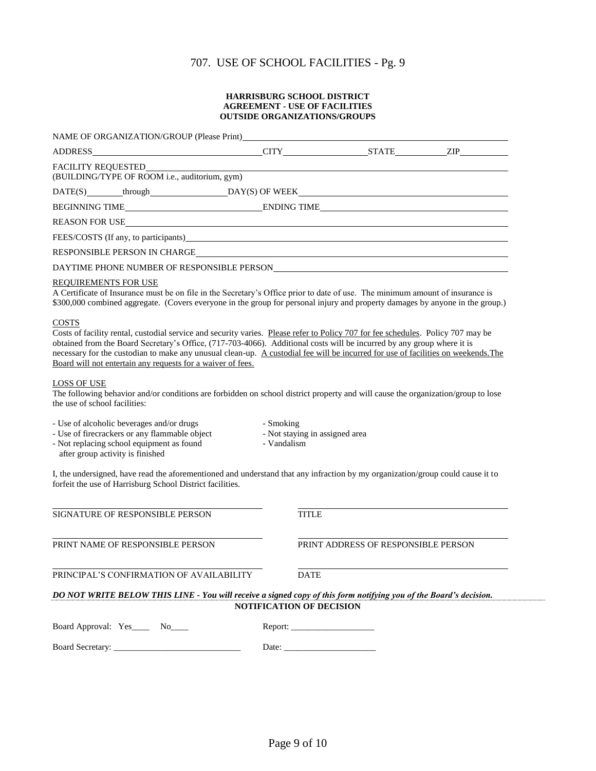# 707. USE OF SCHOOL FACILITIES - Pg. 9

**HARRISBURG SCHOOL DISTRICT**
**AGREEMENT - USE OF FACILITIES**
**OUTSIDE ORGANIZATIONS/GROUPS**

NAME OF ORGANIZATION/GROUP (Please Print)\_\_\_\_\_\_\_\_\_\_\_\_\_\_\_\_\_\_\_\_\_\_\_\_\_\_\_\_\_\_\_\_\_\_\_\_\_\_\_\_

ADDRESS\_\_\_\_\_\_\_\_\_\_\_\_\_\_\_\_\_\_\_\_\_\_\_\_\_\_\_\_\_\_\_\_CITY\_\_\_\_\_\_\_\_\_\_\_\_\_\_\_\_STATE\_\_\_\_\_\_\_\_\_\_ZIP\_\_\_\_\_\_\_\_\_

FACILITY REQUESTED\_\_\_\_\_\_\_\_\_\_\_\_\_\_\_\_\_\_\_\_\_\_\_\_\_\_\_\_\_\_\_\_\_\_\_\_\_\_\_\_\_\_\_\_\_\_\_\_\_\_\_\_\_\_\_\_\_\_\_\_\_\_
(BUILDING/TYPE OF ROOM i.e., auditorium, gym)

DATE(S)\_\_\_\_\_\_\_\_through\_\_\_\_\_\_\_\_\_\_\_\_\_\_\_\_DAY(S) OF WEEK\_\_\_\_\_\_\_\_\_\_\_\_\_\_\_\_\_\_\_\_\_\_\_\_\_\_\_\_\_\_\_\_\_\_\_\_

BEGINNING TIME\_\_\_\_\_\_\_\_\_\_\_\_\_\_\_\_\_\_\_\_\_\_\_\_\_\_\_\_ENDING TIME\_\_\_\_\_\_\_\_\_\_\_\_\_\_\_\_\_\_\_\_\_\_\_\_\_\_\_\_\_\_\_\_\_

REASON FOR USE\_\_\_\_\_\_\_\_\_\_\_\_\_\_\_\_\_\_\_\_\_\_\_\_\_\_\_\_\_\_\_\_\_\_\_\_\_\_\_\_\_\_\_\_\_\_\_\_\_\_\_\_\_\_\_\_\_\_\_\_\_\_\_\_\_\_\_

FEES/COSTS (If any, to participants)\_\_\_\_\_\_\_\_\_\_\_\_\_\_\_\_\_\_\_\_\_\_\_\_\_\_\_\_\_\_\_\_\_\_\_\_\_\_\_\_\_\_\_\_\_\_\_\_\_\_\_

RESPONSIBLE PERSON IN CHARGE\_\_\_\_\_\_\_\_\_\_\_\_\_\_\_\_\_\_\_\_\_\_\_\_\_\_\_\_\_\_\_\_\_\_\_\_\_\_\_\_\_\_\_\_\_\_\_\_\_\_\_\_

DAYTIME PHONE NUMBER OF RESPONSIBLE PERSON\_\_\_\_\_\_\_\_\_\_\_\_\_\_\_\_\_\_\_\_\_\_\_\_\_\_\_\_\_\_\_\_\_\_\_\_

REQUIREMENTS FOR USE

A Certificate of Insurance must be on file in the Secretary's Office prior to date of use. The minimum amount of insurance is $300,000 combined aggregate. (Covers everyone in the group for personal injury and property damages by anyone in the group.)

COSTS

Costs of facility rental, custodial service and security varies. Please refer to Policy 707 for fee schedules. Policy 707 may be obtained from the Board Secretary's Office, (717-703-4066). Additional costs will be incurred by any group where it is necessary for the custodian to make any unusual clean-up. A custodial fee will be incurred for use of facilities on weekends.The Board will not entertain any requests for a waiver of fees.

LOSS OF USE

The following behavior and/or conditions are forbidden on school district property and will cause the organization/group to lose the use of school facilities:

- Use of alcoholic beverages and/or drugs
- Use of firecrackers or any flammable object
- Not replacing school equipment as found after group activity is finished
- Smoking
- Not staying in assigned area
- Vandalism

I, the undersigned, have read the aforementioned and understand that any infraction by my organization/group could cause it to forfeit the use of Harrisburg School District facilities.

\_\_\_\_\_\_\_\_\_\_\_\_\_\_\_\_\_\_\_\_\_\_\_\_\_\_\_\_\_\_\_\_\_\_\_\_ \_\_\_\_\_\_\_\_\_\_\_\_\_\_\_\_\_\_\_\_\_\_\_\_\_\_\_\_\_\_\_\_\_\_\_\_
SIGNATURE OF RESPONSIBLE PERSON TITLE

\_\_\_\_\_\_\_\_\_\_\_\_\_\_\_\_\_\_\_\_\_\_\_\_\_\_\_\_\_\_\_\_\_\_\_\_ \_\_\_\_\_\_\_\_\_\_\_\_\_\_\_\_\_\_\_\_\_\_\_\_\_\_\_\_\_\_\_\_\_\_\_\_
PRINT NAME OF RESPONSIBLE PERSON PRINT ADDRESS OF RESPONSIBLE PERSON

\_\_\_\_\_\_\_\_\_\_\_\_\_\_\_\_\_\_\_\_\_\_\_\_\_\_\_\_\_\_\_\_\_\_\_\_ \_\_\_\_\_\_\_\_\_\_\_\_\_\_\_\_\_\_\_\_\_\_\_\_\_\_\_\_\_\_\_\_\_\_\_\_
PRINCIPAL'S CONFIRMATION OF AVAILABILITY DATE

***DO NOT WRITE BELOW THIS LINE - You will receive a signed copy of this form notifying you of the Board's decision.***

**NOTIFICATION OF DECISION**

Board Approval: Yes\_\_\_\_ No\_\_\_\_ Report: \_\_\_\_\_\_\_\_\_\_\_\_\_\_\_\_\_\_\_

Board Secretary: \_\_\_\_\_\_\_\_\_\_\_\_\_\_\_\_\_\_\_\_\_\_\_\_\_\_\_\_ Date: \_\_\_\_\_\_\_\_\_\_\_\_\_\_\_\_\_\_\_\_